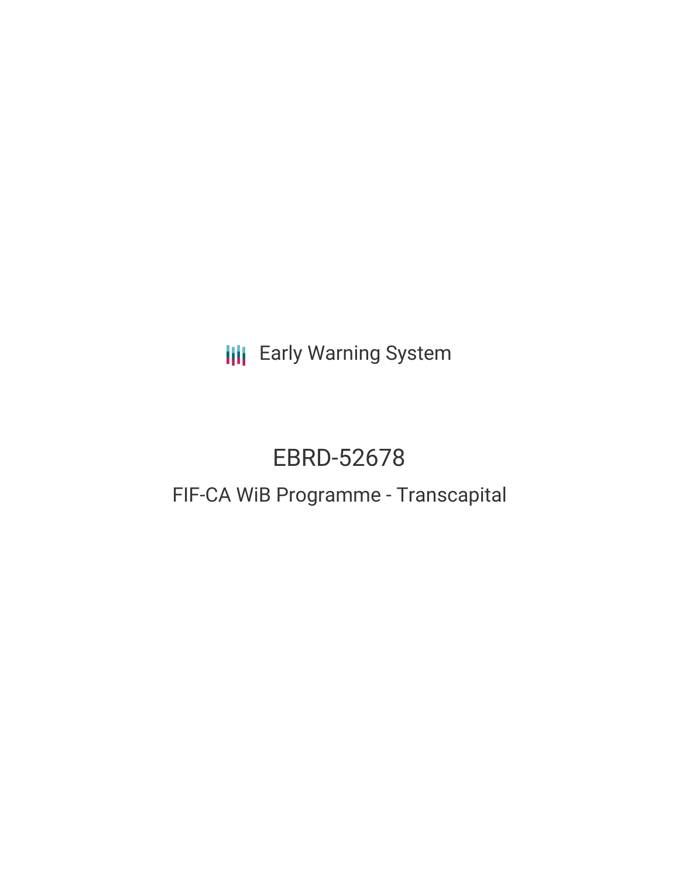Early Warning System

# EBRD-52678

## FIF-CA WiB Programme - Transcapital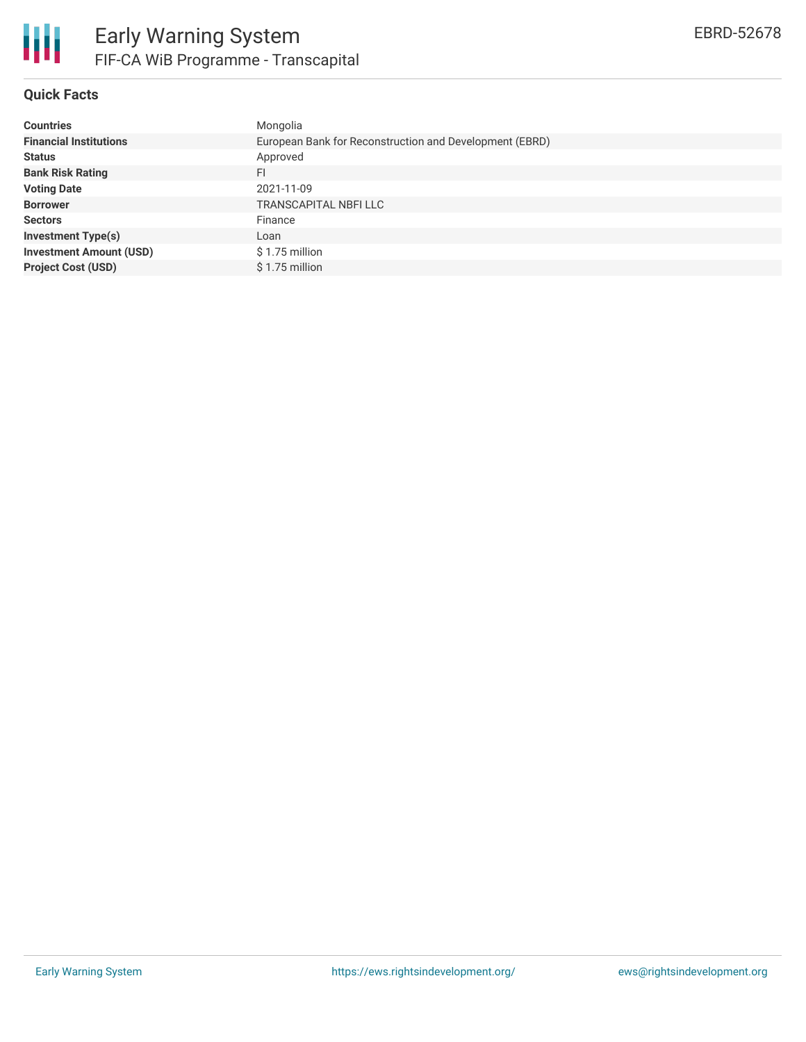## Quick Facts

| | |
|---|---|
| **Countries** | Mongolia |
| **Financial Institutions** | European Bank for Reconstruction and Development (EBRD) |
| **Status** | Approved |
| **Bank Risk Rating** | FI |
| **Voting Date** | 2021-11-09 |
| **Borrower** | TRANSCAPITAL NBFI LLC |
| **Sectors** | Finance |
| **Investment Type(s)** | Loan |
| **Investment Amount (USD)** | $ 1.75 million |
| **Project Cost (USD)** | $ 1.75 million |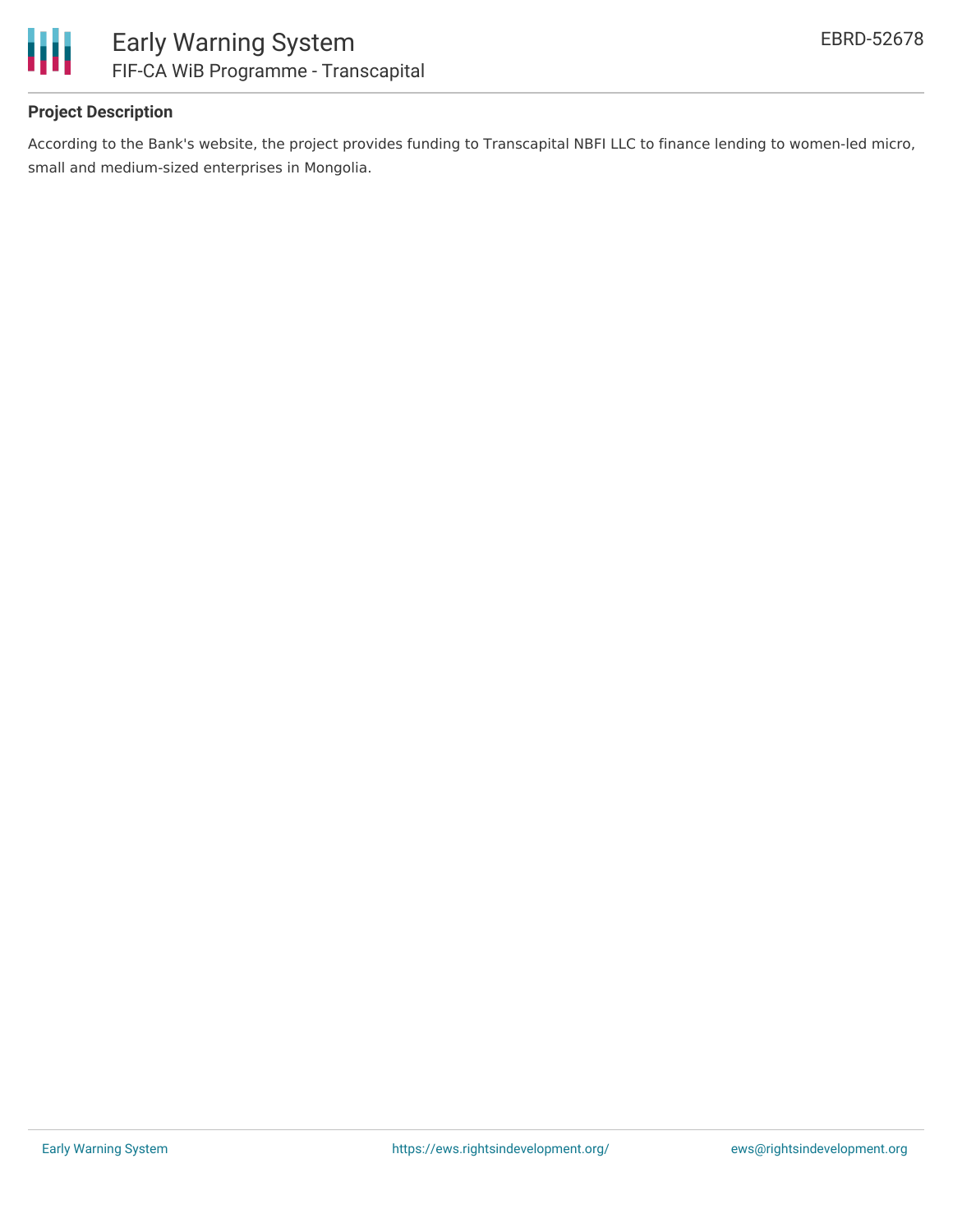## Project Description

According to the Bank's website, the project provides funding to Transcapital NBFI LLC to finance lending to women-led micro, small and medium-sized enterprises in Mongolia.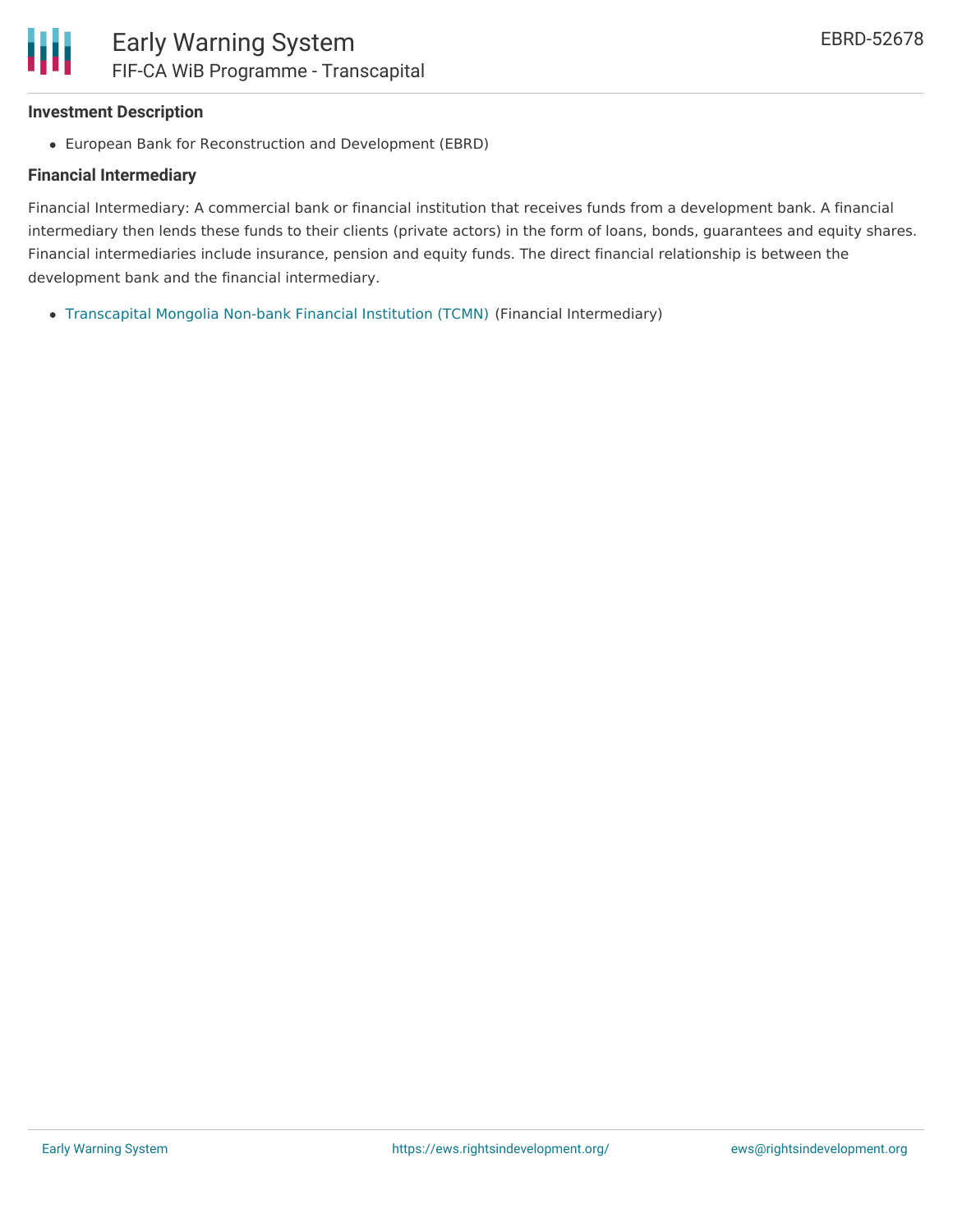### Investment Description

- European Bank for Reconstruction and Development (EBRD)

### Financial Intermediary

Financial Intermediary: A commercial bank or financial institution that receives funds from a development bank. A financial intermediary then lends these funds to their clients (private actors) in the form of loans, bonds, guarantees and equity shares. Financial intermediaries include insurance, pension and equity funds. The direct financial relationship is between the development bank and the financial intermediary.

- Transcapital Mongolia Non-bank Financial Institution (TCMN) (Financial Intermediary)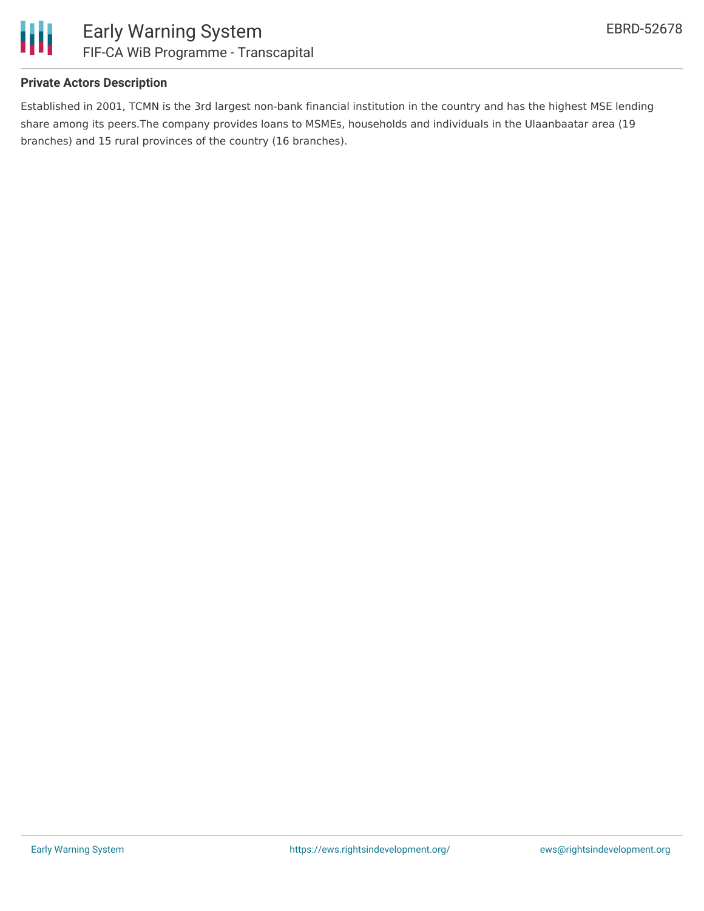### Private Actors Description

Established in 2001, TCMN is the 3rd largest non-bank financial institution in the country and has the highest MSE lending share among its peers.The company provides loans to MSMEs, households and individuals in the Ulaanbaatar area (19 branches) and 15 rural provinces of the country (16 branches).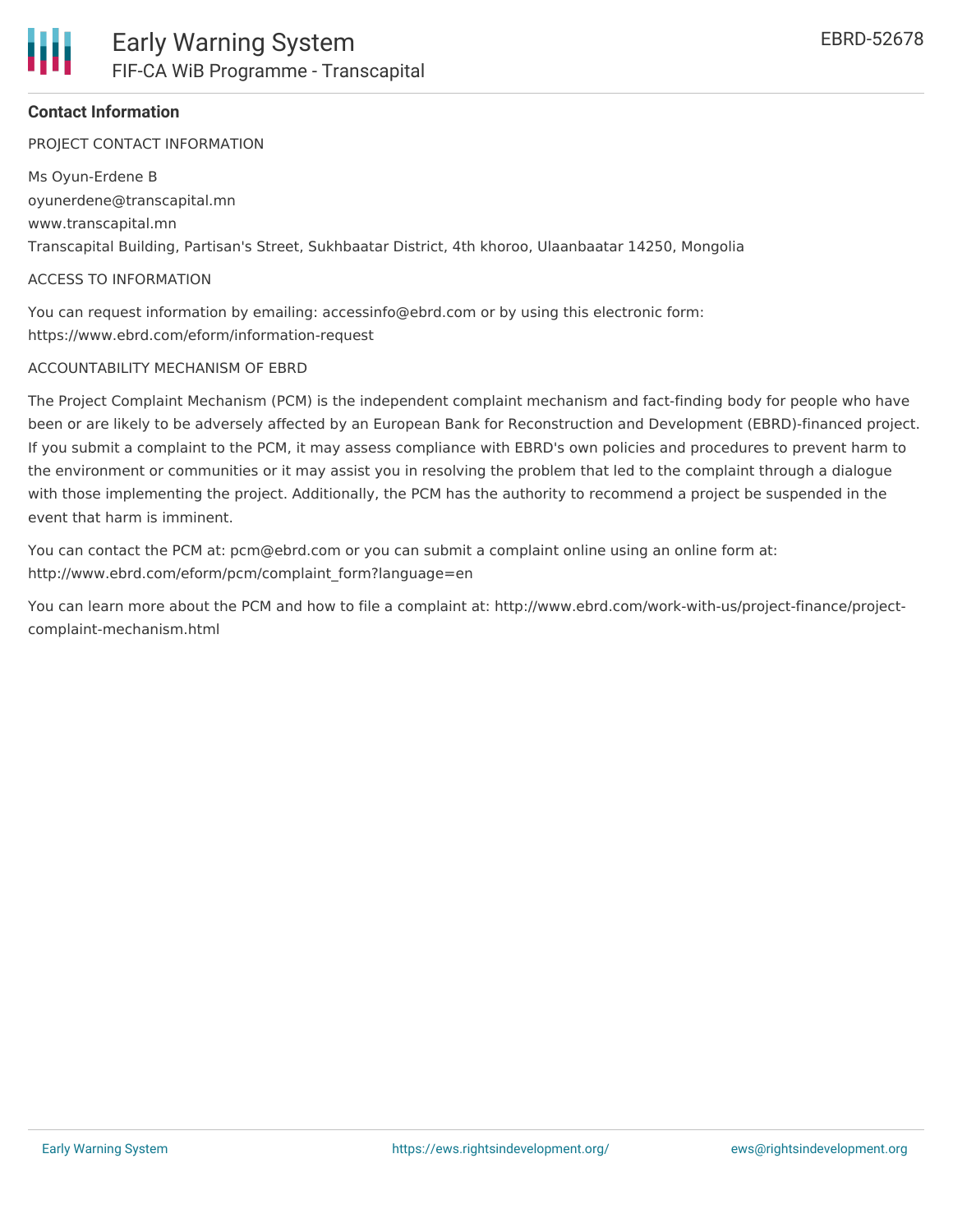## Contact Information

PROJECT CONTACT INFORMATION

Ms Oyun-Erdene B
oyunerdene@transcapital.mn
www.transcapital.mn
Transcapital Building, Partisan's Street, Sukhbaatar District, 4th khoroo, Ulaanbaatar 14250, Mongolia

ACCESS TO INFORMATION

You can request information by emailing: accessinfo@ebrd.com or by using this electronic form: https://www.ebrd.com/eform/information-request

ACCOUNTABILITY MECHANISM OF EBRD

The Project Complaint Mechanism (PCM) is the independent complaint mechanism and fact-finding body for people who have been or are likely to be adversely affected by an European Bank for Reconstruction and Development (EBRD)-financed project. If you submit a complaint to the PCM, it may assess compliance with EBRD's own policies and procedures to prevent harm to the environment or communities or it may assist you in resolving the problem that led to the complaint through a dialogue with those implementing the project. Additionally, the PCM has the authority to recommend a project be suspended in the event that harm is imminent.

You can contact the PCM at: pcm@ebrd.com or you can submit a complaint online using an online form at: http://www.ebrd.com/eform/pcm/complaint_form?language=en

You can learn more about the PCM and how to file a complaint at: http://www.ebrd.com/work-with-us/project-finance/project-complaint-mechanism.html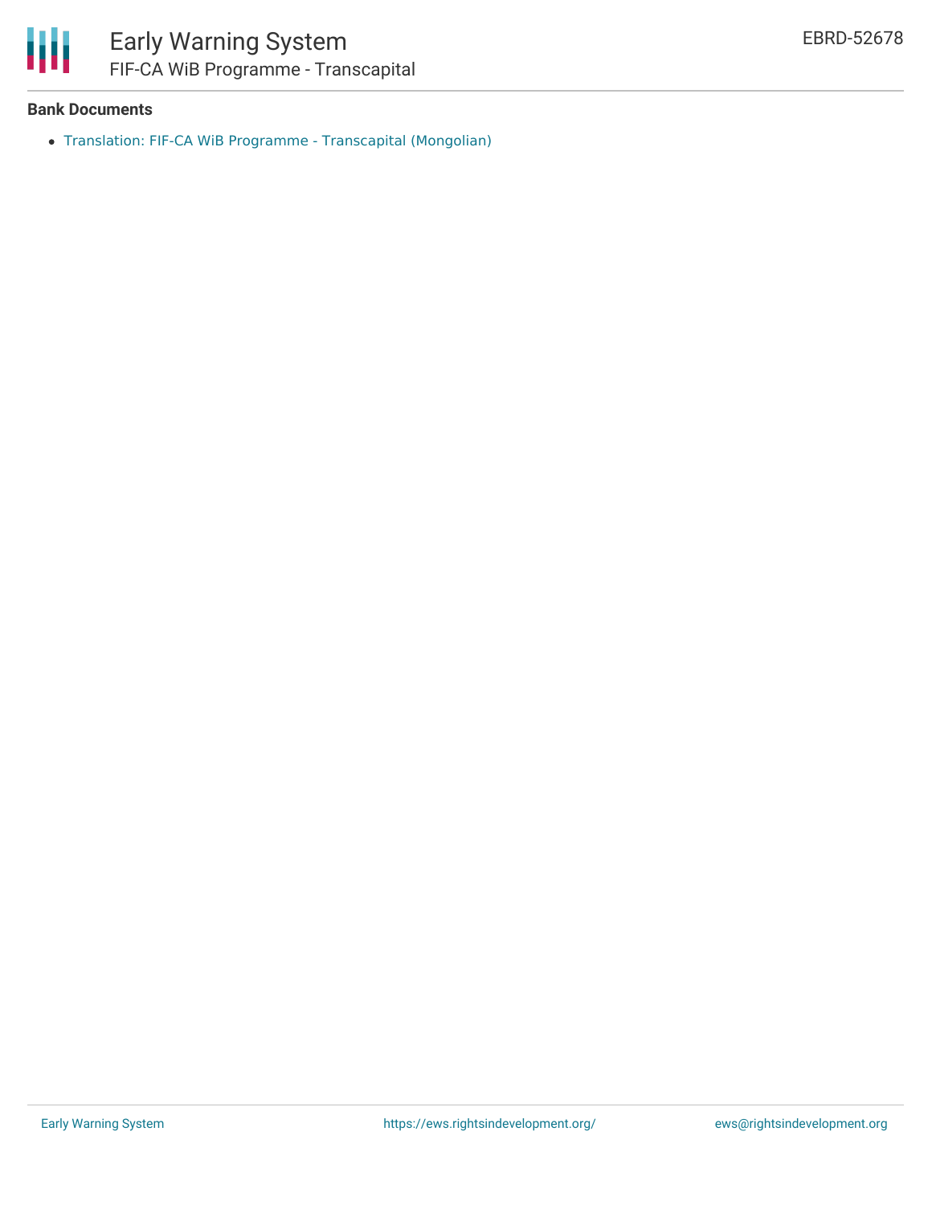**Bank Documents**

- Translation: FIF-CA WiB Programme - Transcapital (Mongolian)